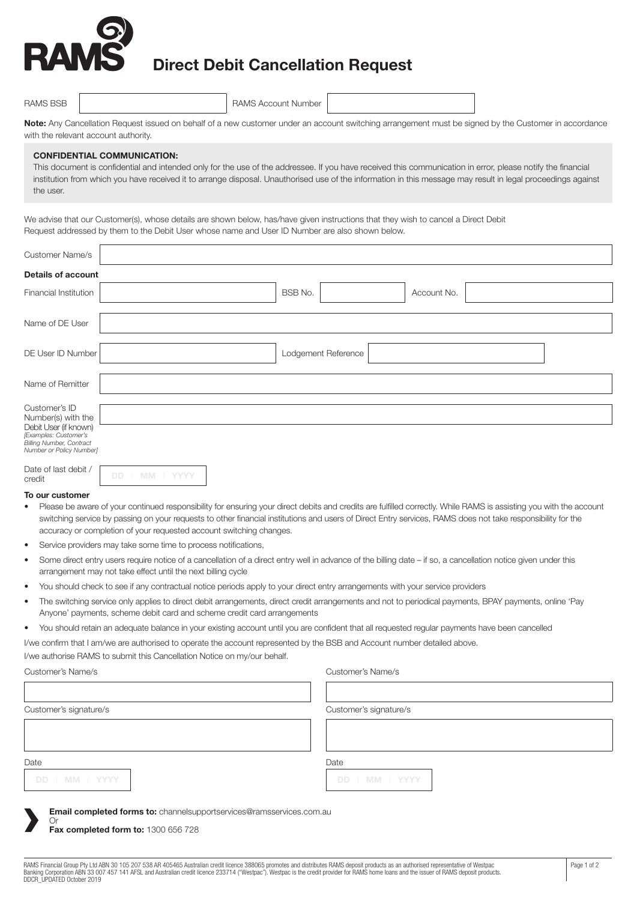# Direct Debit Cancellation Request

| RAMS BSB | | RAMS Account Number | |
|---|---|---|---|

**Note:** Any Cancellation Request issued on behalf of a new customer under an account switching arrangement must be signed by the Customer in accordance with the relevant account authority.

**CONFIDENTIAL COMMUNICATION:**
This document is confidential and intended only for the use of the addressee. If you have received this communication in error, please notify the financial institution from which you have received it to arrange disposal. Unauthorised use of the information in this message may result in legal proceedings against the user.

We advise that our Customer(s), whose details are shown below, has/have given instructions that they wish to cancel a Direct Debit Request addressed by them to the Debit User whose name and User ID Number are also shown below.

Customer Name/s: 

**Details of account**

| Financial Institution | | BSB No. | | Account No. | |
|---|---|---|---|---|---|

Name of DE User: 

| DE User ID Number | | Lodgement Reference | |
|---|---|---|---|

Name of Remitter: 

Customer's ID Number(s) with the Debit User (if known)
*[Examples: Customer's Billing Number, Contract Number or Policy Number]*

Date of last debit / credit: DD | MM | YYYY

**To our customer**

- Please be aware of your continued responsibility for ensuring your direct debits and credits are fulfilled correctly. While RAMS is assisting you with the account switching service by passing on your requests to other financial institutions and users of Direct Entry services, RAMS does not take responsibility for the accuracy or completion of your requested account switching changes.
- Service providers may take some time to process notifications,
- Some direct entry users require notice of a cancellation of a direct entry well in advance of the billing date – if so, a cancellation notice given under this arrangement may not take effect until the next billing cycle
- You should check to see if any contractual notice periods apply to your direct entry arrangements with your service providers
- The switching service only applies to direct debit arrangements, direct credit arrangements and not to periodical payments, BPAY payments, online 'Pay Anyone' payments, scheme debit card and scheme credit card arrangements
- You should retain an adequate balance in your existing account until you are confident that all requested regular payments have been cancelled

I/we confirm that I am/we are authorised to operate the account represented by the BSB and Account number detailed above.

I/we authorise RAMS to submit this Cancellation Notice on my/our behalf.

| Customer's Name/s | Customer's Name/s |
|---|---|
| | |
| Customer's signature/s | Customer's signature/s |
| | |
| Date: DD \| MM \| YYYY | Date: DD \| MM \| YYYY |

**Email completed forms to:** channelsupportservices@ramsservices.com.au
Or
**Fax completed form to:** 1300 656 728

RAMS Financial Group Pty Ltd ABN 30 105 207 538 AR 405465 Australian credit licence 388065 promotes and distributes RAMS deposit products as an authorised representative of Westpac Banking Corporation ABN 33 007 457 141 AFSL and Australian credit licence 233714 ("Westpac"). Westpac is the credit provider for RAMS home loans and the issuer of RAMS deposit products.
DDCR_UPDATED October 2019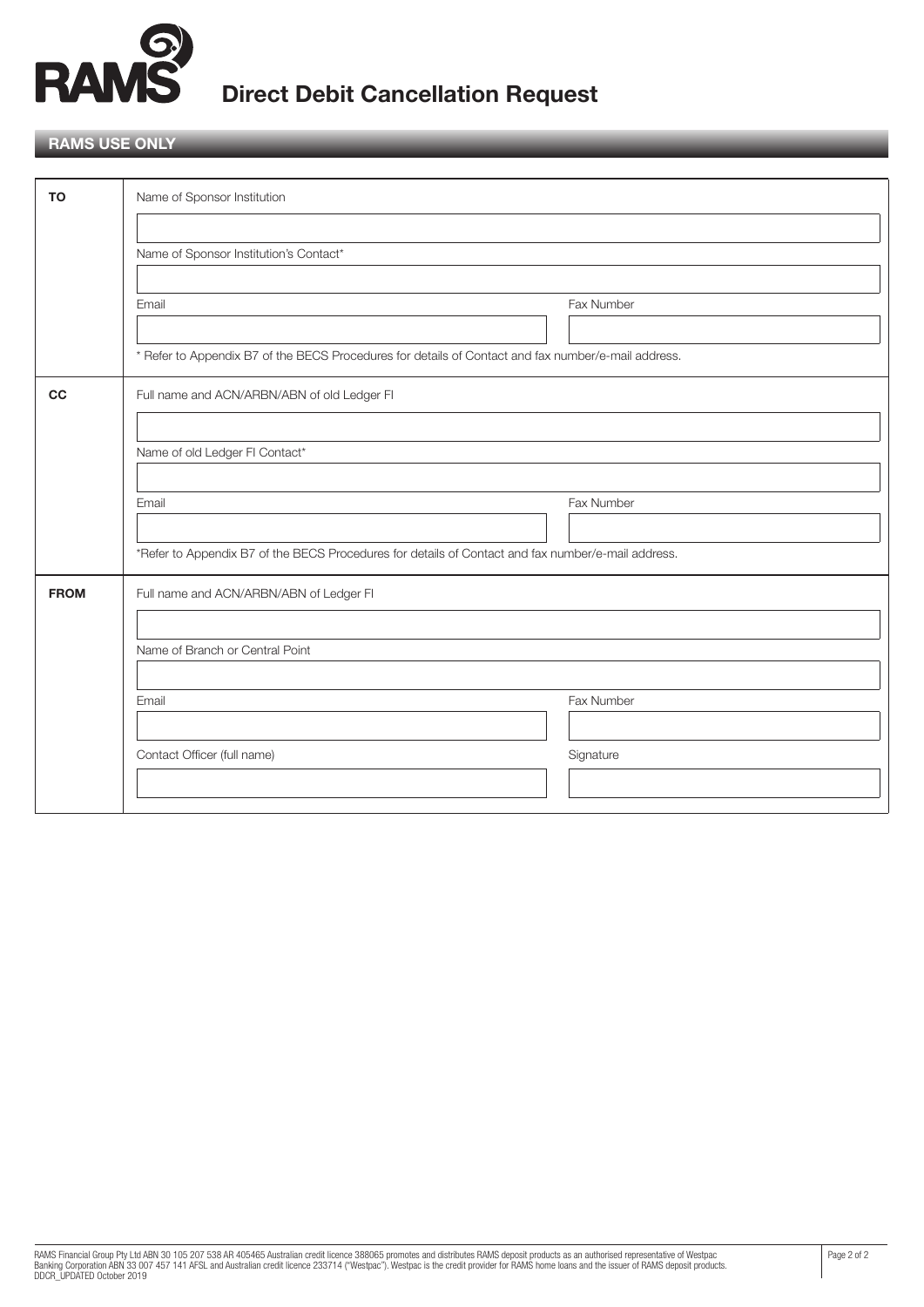# Direct Debit Cancellation Request

## RAMS USE ONLY

| | |
|---|---|
| **TO** | Name of Sponsor Institution |
| | |
| | Name of Sponsor Institution's Contact* |
| | |
| | Email / Fax Number |
| | |
| | * Refer to Appendix B7 of the BECS Procedures for details of Contact and fax number/e-mail address. |
| **CC** | Full name and ACN/ARBN/ABN of old Ledger FI |
| | |
| | Name of old Ledger FI Contact* |
| | |
| | Email / Fax Number |
| | |
| | *Refer to Appendix B7 of the BECS Procedures for details of Contact and fax number/e-mail address. |
| **FROM** | Full name and ACN/ARBN/ABN of Ledger FI |
| | |
| | Name of Branch or Central Point |
| | |
| | Email / Fax Number |
| | |
| | Contact Officer (full name) / Signature |
| | |

RAMS Financial Group Pty Ltd ABN 30 105 207 538 AR 405465 Australian credit licence 388065 promotes and distributes RAMS deposit products as an authorised representative of Westpac Banking Corporation ABN 33 007 457 141 AFSL and Australian credit licence 233714 ("Westpac"). Westpac is the credit provider for RAMS home loans and the issuer of RAMS deposit products.
DDCR_UPDATED October 2019